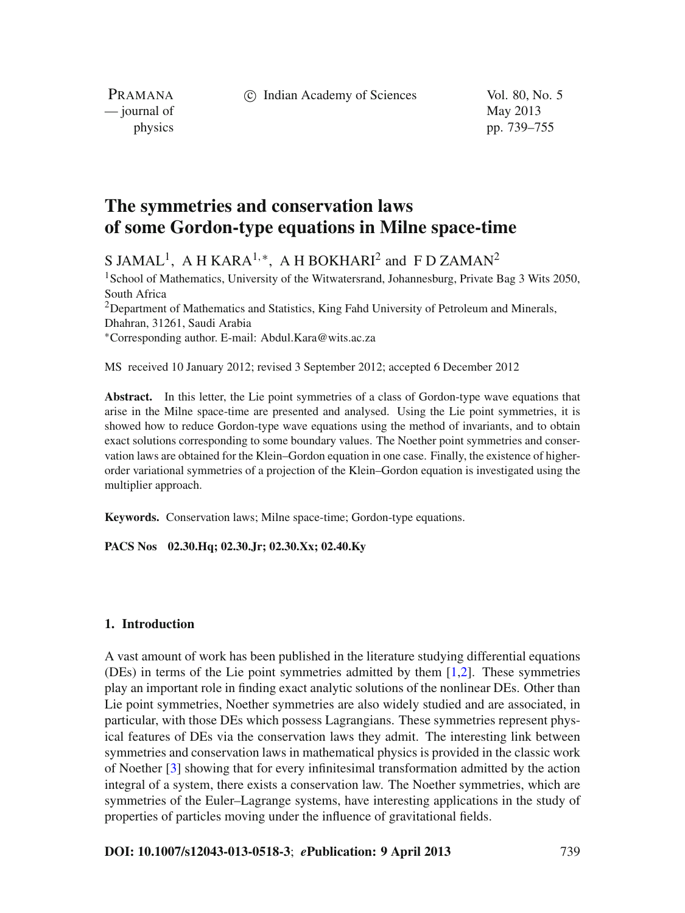# The symmetries and conservation laws of some Gordon-type equations in Milne space-time

S JAMAL[1], A H KARA[1,*], A H BOKHARI[2] and F D ZAMAN[2]

[1]School of Mathematics, University of the Witwatersrand, Johannesburg, Private Bag 3 Wits 2050, South Africa

[2]Department of Mathematics and Statistics, King Fahd University of Petroleum and Minerals, Dhahran, 31261, Saudi Arabia

[*]Corresponding author. E-mail: Abdul.Kara@wits.ac.za

MS received 10 January 2012; revised 3 September 2012; accepted 6 December 2012

**Abstract.** In this letter, the Lie point symmetries of a class of Gordon-type wave equations that arise in the Milne space-time are presented and analysed. Using the Lie point symmetries, it is showed how to reduce Gordon-type wave equations using the method of invariants, and to obtain exact solutions corresponding to some boundary values. The Noether point symmetries and conservation laws are obtained for the Klein–Gordon equation in one case. Finally, the existence of higher-order variational symmetries of a projection of the Klein–Gordon equation is investigated using the multiplier approach.

**Keywords.** Conservation laws; Milne space-time; Gordon-type equations.

**PACS Nos** 02.30.Hq; 02.30.Jr; 02.30.Xx; 02.40.Ky

## 1. Introduction

A vast amount of work has been published in the literature studying differential equations (DEs) in terms of the Lie point symmetries admitted by them [1,2]. These symmetries play an important role in finding exact analytic solutions of the nonlinear DEs. Other than Lie point symmetries, Noether symmetries are also widely studied and are associated, in particular, with those DEs which possess Lagrangians. These symmetries represent physical features of DEs via the conservation laws they admit. The interesting link between symmetries and conservation laws in mathematical physics is provided in the classic work of Noether [3] showing that for every infinitesimal transformation admitted by the action integral of a system, there exists a conservation law. The Noether symmetries, which are symmetries of the Euler–Lagrange systems, have interesting applications in the study of properties of particles moving under the influence of gravitational fields.

**DOI: 10.1007/s12043-013-0518-3**; ***e*Publication: 9 April 2013**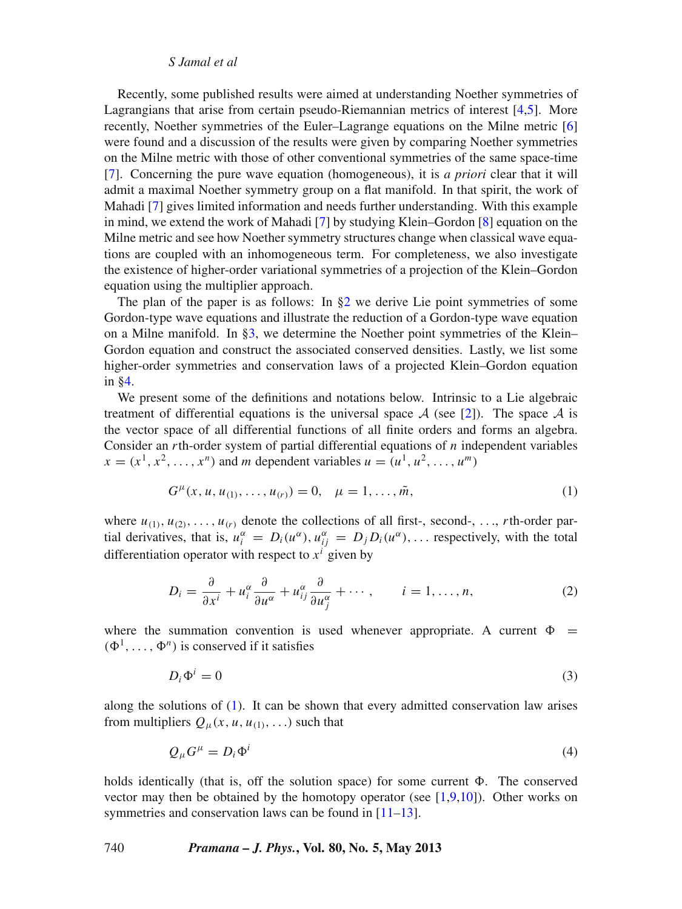Recently, some published results were aimed at understanding Noether symmetries of Lagrangians that arise from certain pseudo-Riemannian metrics of interest [4,5]. More recently, Noether symmetries of the Euler–Lagrange equations on the Milne metric [6] were found and a discussion of the results were given by comparing Noether symmetries on the Milne metric with those of other conventional symmetries of the same space-time [7]. Concerning the pure wave equation (homogeneous), it is *a priori* clear that it will admit a maximal Noether symmetry group on a flat manifold. In that spirit, the work of Mahadi [7] gives limited information and needs further understanding. With this example in mind, we extend the work of Mahadi [7] by studying Klein–Gordon [8] equation on the Milne metric and see how Noether symmetry structures change when classical wave equations are coupled with an inhomogeneous term. For completeness, we also investigate the existence of higher-order variational symmetries of a projection of the Klein–Gordon equation using the multiplier approach.

The plan of the paper is as follows: In §2 we derive Lie point symmetries of some Gordon-type wave equations and illustrate the reduction of a Gordon-type wave equation on a Milne manifold. In §3, we determine the Noether point symmetries of the Klein–Gordon equation and construct the associated conserved densities. Lastly, we list some higher-order symmetries and conservation laws of a projected Klein–Gordon equation in §4.

We present some of the definitions and notations below. Intrinsic to a Lie algebraic treatment of differential equations is the universal space $\mathcal{A}$ (see [2]). The space $\mathcal{A}$ is the vector space of all differential functions of all finite orders and forms an algebra. Consider an $r$th-order system of partial differential equations of $n$ independent variables $x = (x^1, x^2, \ldots, x^n)$ and $m$ dependent variables $u = (u^1, u^2, \ldots, u^m)$

$$G^{\mu}(x, u, u_{(1)}, \ldots, u_{(r)}) = 0, \quad \mu = 1, \ldots, \tilde{m}, \tag{1}$$

where $u_{(1)}, u_{(2)}, \ldots, u_{(r)}$ denote the collections of all first-, second-, ..., $r$th-order partial derivatives, that is, $u_i^{\alpha} = D_i(u^{\alpha}), u_{ij}^{\alpha} = D_j D_i(u^{\alpha}), \ldots$ respectively, with the total differentiation operator with respect to $x^i$ given by

$$D_i = \frac{\partial}{\partial x^i} + u_i^{\alpha} \frac{\partial}{\partial u^{\alpha}} + u_{ij}^{\alpha} \frac{\partial}{\partial u_j^{\alpha}} + \cdots, \qquad i = 1, \ldots, n, \tag{2}$$

where the summation convention is used whenever appropriate. A current $\Phi = (\Phi^1, \ldots, \Phi^n)$ is conserved if it satisfies

$$D_i \Phi^i = 0 \tag{3}$$

along the solutions of (1). It can be shown that every admitted conservation law arises from multipliers $Q_{\mu}(x, u, u_{(1)}, \ldots)$ such that

$$Q_{\mu} G^{\mu} = D_i \Phi^i \tag{4}$$

holds identically (that is, off the solution space) for some current $\Phi$. The conserved vector may then be obtained by the homotopy operator (see [1,9,10]). Other works on symmetries and conservation laws can be found in [11–13].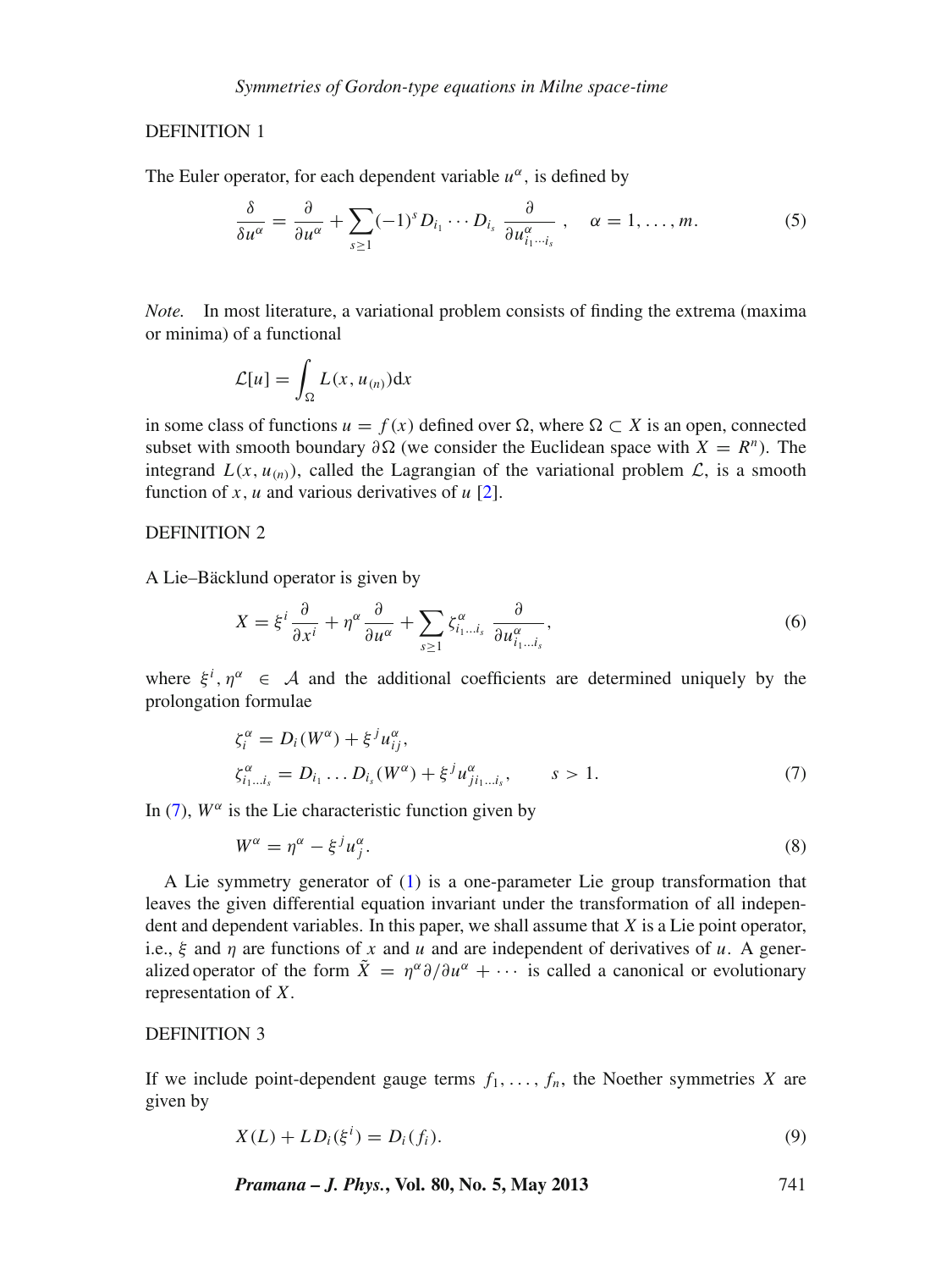DEFINITION 1

The Euler operator, for each dependent variable $u^\alpha$, is defined by

$$\frac{\delta}{\delta u^\alpha} = \frac{\partial}{\partial u^\alpha} + \sum_{s \geq 1} (-1)^s D_{i_1} \cdots D_{i_s} \frac{\partial}{\partial u^\alpha_{i_1 \cdots i_s}}, \quad \alpha = 1, \ldots, m. \tag{5}$$

*Note.* In most literature, a variational problem consists of finding the extrema (maxima or minima) of a functional

$$\mathcal{L}[u] = \int_\Omega L(x, u_{(n)}) \mathrm{d}x$$

in some class of functions $u = f(x)$ defined over $\Omega$, where $\Omega \subset X$ is an open, connected subset with smooth boundary $\partial\Omega$ (we consider the Euclidean space with $X = R^n$). The integrand $L(x, u_{(n)})$, called the Lagrangian of the variational problem $\mathcal{L}$, is a smooth function of $x$, $u$ and various derivatives of $u$ [2].

DEFINITION 2

A Lie–Bäcklund operator is given by

$$X = \xi^i \frac{\partial}{\partial x^i} + \eta^\alpha \frac{\partial}{\partial u^\alpha} + \sum_{s \geq 1} \zeta^\alpha_{i_1 \ldots i_s} \frac{\partial}{\partial u^\alpha_{i_1 \ldots i_s}}, \tag{6}$$

where $\xi^i, \eta^\alpha \in \mathcal{A}$ and the additional coefficients are determined uniquely by the prolongation formulae

$$\begin{aligned}
\zeta^\alpha_i &= D_i(W^\alpha) + \xi^j u^\alpha_{ij}, \\
\zeta^\alpha_{i_1 \ldots i_s} &= D_{i_1} \ldots D_{i_s}(W^\alpha) + \xi^j u^\alpha_{j i_1 \ldots i_s}, \qquad s > 1.
\end{aligned} \tag{7}$$

In (7), $W^\alpha$ is the Lie characteristic function given by

$$W^\alpha = \eta^\alpha - \xi^j u^\alpha_j. \tag{8}$$

A Lie symmetry generator of (1) is a one-parameter Lie group transformation that leaves the given differential equation invariant under the transformation of all independent and dependent variables. In this paper, we shall assume that $X$ is a Lie point operator, i.e., $\xi$ and $\eta$ are functions of $x$ and $u$ and are independent of derivatives of $u$. A generalized operator of the form $\tilde{X} = \eta^\alpha \partial/\partial u^\alpha + \cdots$ is called a canonical or evolutionary representation of $X$.

DEFINITION 3

If we include point-dependent gauge terms $f_1, \ldots, f_n$, the Noether symmetries $X$ are given by

$$X(L) + L D_i(\xi^i) = D_i(f_i). \tag{9}$$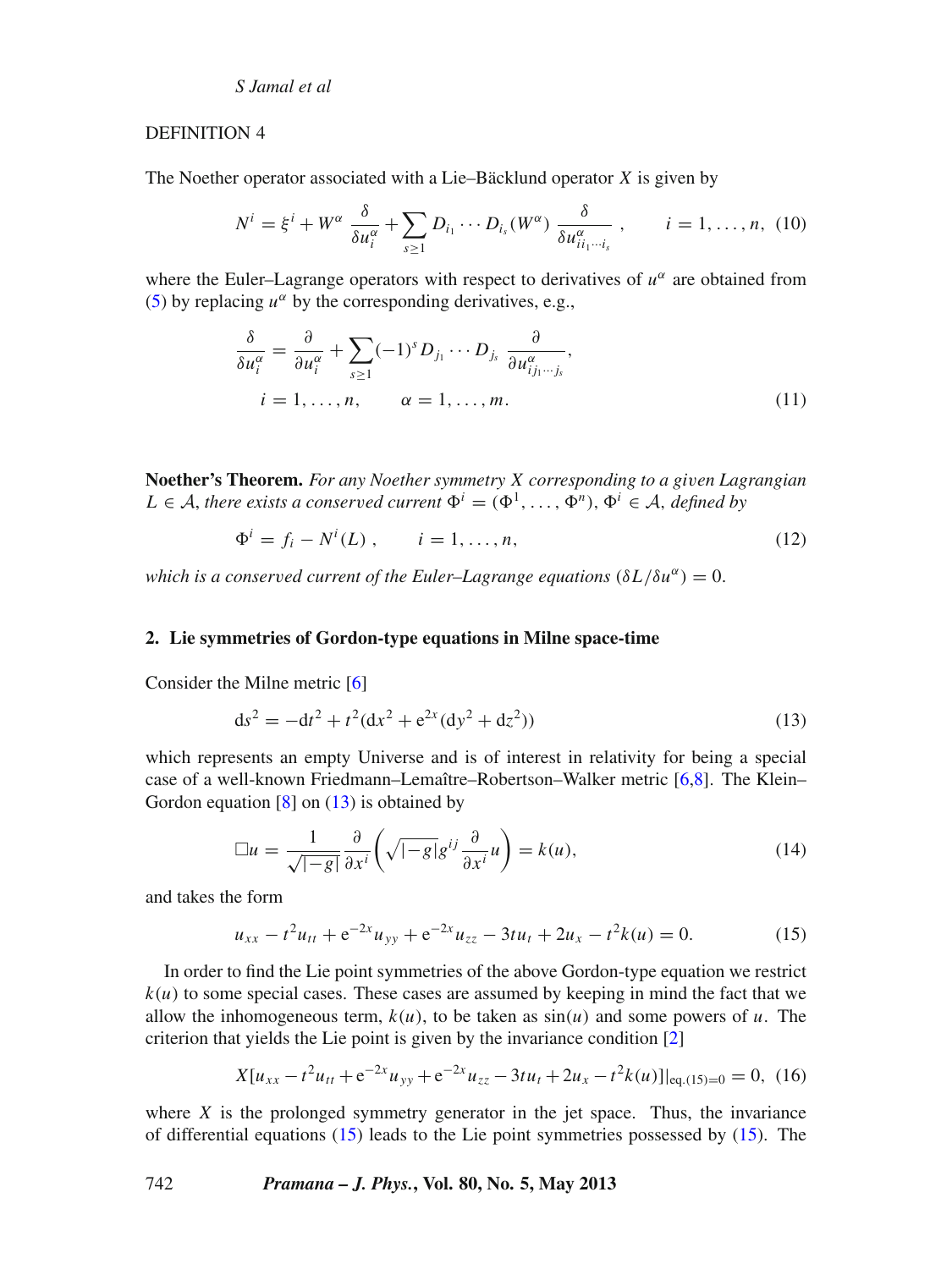DEFINITION 4

The Noether operator associated with a Lie–Bäcklund operator $X$ is given by

$$N^i = \xi^i + W^\alpha \frac{\delta}{\delta u_i^\alpha} + \sum_{s\geq 1} D_{i_1} \cdots D_{i_s}(W^\alpha) \frac{\delta}{\delta u^\alpha_{ii_1\cdots i_s}}, \qquad i = 1, \dots, n, \quad (10)$$

where the Euler–Lagrange operators with respect to derivatives of $u^\alpha$ are obtained from (5) by replacing $u^\alpha$ by the corresponding derivatives, e.g.,

$$\frac{\delta}{\delta u_i^\alpha} = \frac{\partial}{\partial u_i^\alpha} + \sum_{s\geq 1} (-1)^s D_{j_1} \cdots D_{j_s} \frac{\partial}{\partial u^\alpha_{ij_1\cdots j_s}},$$
$$i = 1, \dots, n, \qquad \alpha = 1, \dots, m. \quad (11)$$

**Noether's Theorem.** *For any Noether symmetry $X$ corresponding to a given Lagrangian $L \in \mathcal{A}$, there exists a conserved current $\Phi^i = (\Phi^1, \dots, \Phi^n)$, $\Phi^i \in \mathcal{A}$, defined by*

$$\Phi^i = f_i - N^i(L), \qquad i = 1, \dots, n, \quad (12)$$

*which is a conserved current of the Euler–Lagrange equations $(\delta L/\delta u^\alpha) = 0$.*

## 2. Lie symmetries of Gordon-type equations in Milne space-time

Consider the Milne metric [6]

$$\mathrm{d}s^2 = -\mathrm{d}t^2 + t^2(\mathrm{d}x^2 + \mathrm{e}^{2x}(\mathrm{d}y^2 + \mathrm{d}z^2)) \quad (13)$$

which represents an empty Universe and is of interest in relativity for being a special case of a well-known Friedmann–Lemaître–Robertson–Walker metric [6,8]. The Klein–Gordon equation [8] on (13) is obtained by

$$\Box u = \frac{1}{\sqrt{|-g|}} \frac{\partial}{\partial x^i} \left( \sqrt{|-g|} g^{ij} \frac{\partial}{\partial x^i} u \right) = k(u), \quad (14)$$

and takes the form

$$u_{xx} - t^2 u_{tt} + \mathrm{e}^{-2x} u_{yy} + \mathrm{e}^{-2x} u_{zz} - 3tu_t + 2u_x - t^2 k(u) = 0. \quad (15)$$

In order to find the Lie point symmetries of the above Gordon-type equation we restrict $k(u)$ to some special cases. These cases are assumed by keeping in mind the fact that we allow the inhomogeneous term, $k(u)$, to be taken as $\sin(u)$ and some powers of $u$. The criterion that yields the Lie point is given by the invariance condition [2]

$$X[u_{xx} - t^2 u_{tt} + \mathrm{e}^{-2x} u_{yy} + \mathrm{e}^{-2x} u_{zz} - 3tu_t + 2u_x - t^2 k(u)]|_{\mathrm{eq.(15)}=0} = 0, \quad (16)$$

where $X$ is the prolonged symmetry generator in the jet space. Thus, the invariance of differential equations (15) leads to the Lie point symmetries possessed by (15). The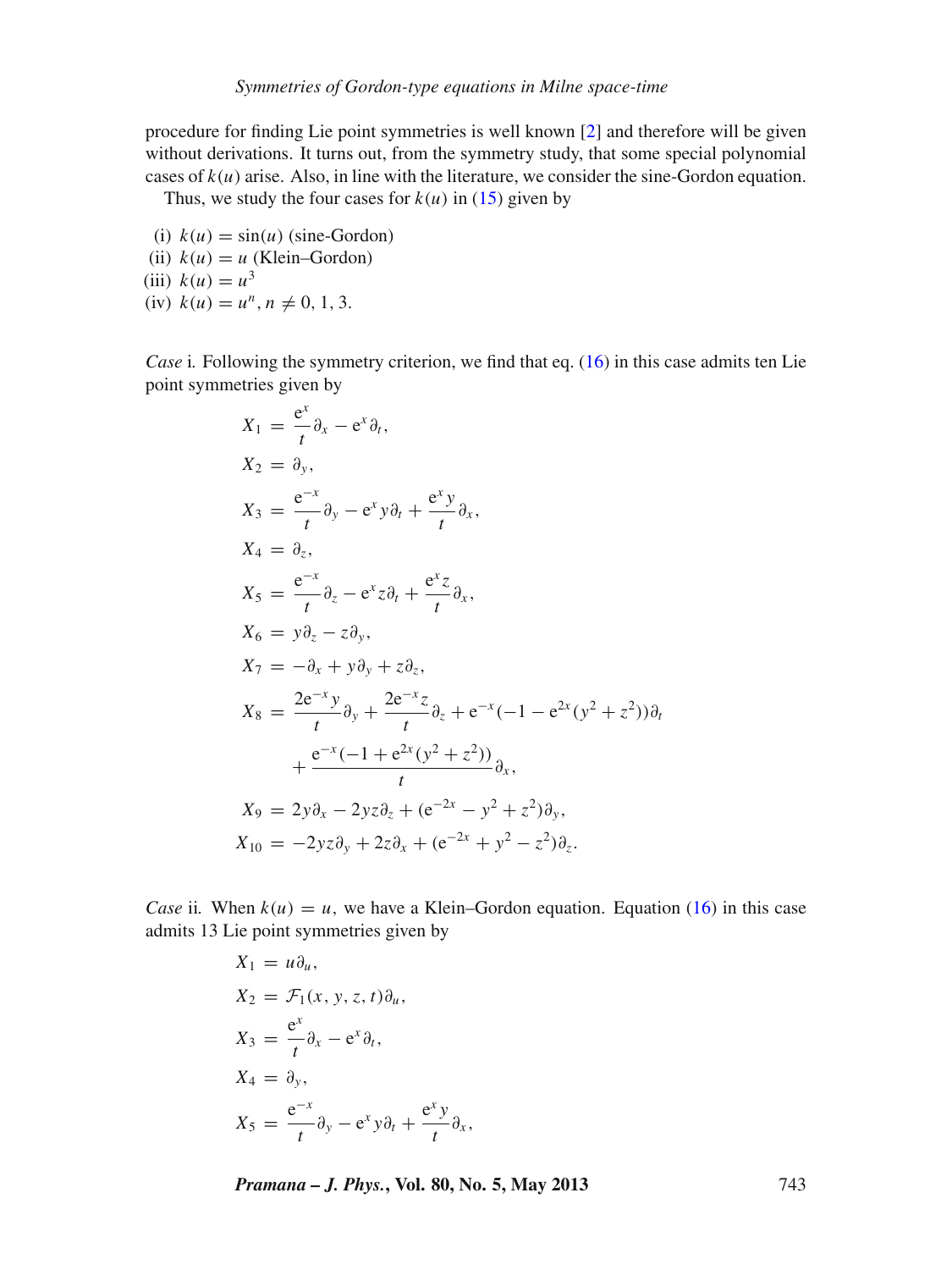procedure for finding Lie point symmetries is well known [2] and therefore will be given without derivations. It turns out, from the symmetry study, that some special polynomial cases of $k(u)$ arise. Also, in line with the literature, we consider the sine-Gordon equation.

Thus, we study the four cases for $k(u)$ in (15) given by

(i) $k(u) = \sin(u)$ (sine-Gordon)
(ii) $k(u) = u$ (Klein–Gordon)
(iii) $k(u) = u^3$
(iv) $k(u) = u^n$, $n \neq 0, 1, 3$.

*Case* i. Following the symmetry criterion, we find that eq. (16) in this case admits ten Lie point symmetries given by

$$
\begin{aligned}
X_1 &= \frac{\mathrm{e}^x}{t}\partial_x - \mathrm{e}^x \partial_t, \\
X_2 &= \partial_y, \\
X_3 &= \frac{\mathrm{e}^{-x}}{t}\partial_y - \mathrm{e}^x y \partial_t + \frac{\mathrm{e}^x y}{t}\partial_x, \\
X_4 &= \partial_z, \\
X_5 &= \frac{\mathrm{e}^{-x}}{t}\partial_z - \mathrm{e}^x z \partial_t + \frac{\mathrm{e}^x z}{t}\partial_x, \\
X_6 &= y\partial_z - z\partial_y, \\
X_7 &= -\partial_x + y\partial_y + z\partial_z, \\
X_8 &= \frac{2\mathrm{e}^{-x} y}{t}\partial_y + \frac{2\mathrm{e}^{-x} z}{t}\partial_z + \mathrm{e}^{-x}(-1 - \mathrm{e}^{2x}(y^2 + z^2))\partial_t \\
&\quad + \frac{\mathrm{e}^{-x}(-1 + \mathrm{e}^{2x}(y^2 + z^2))}{t}\partial_x, \\
X_9 &= 2y\partial_x - 2yz\partial_z + (\mathrm{e}^{-2x} - y^2 + z^2)\partial_y, \\
X_{10} &= -2yz\partial_y + 2z\partial_x + (\mathrm{e}^{-2x} + y^2 - z^2)\partial_z.
\end{aligned}
$$

*Case* ii. When $k(u) = u$, we have a Klein–Gordon equation. Equation (16) in this case admits 13 Lie point symmetries given by

$$
\begin{aligned}
X_1 &= u\partial_u, \\
X_2 &= \mathcal{F}_1(x, y, z, t)\partial_u, \\
X_3 &= \frac{\mathrm{e}^x}{t}\partial_x - \mathrm{e}^x \partial_t, \\
X_4 &= \partial_y, \\
X_5 &= \frac{\mathrm{e}^{-x}}{t}\partial_y - \mathrm{e}^x y \partial_t + \frac{\mathrm{e}^x y}{t}\partial_x,
\end{aligned}
$$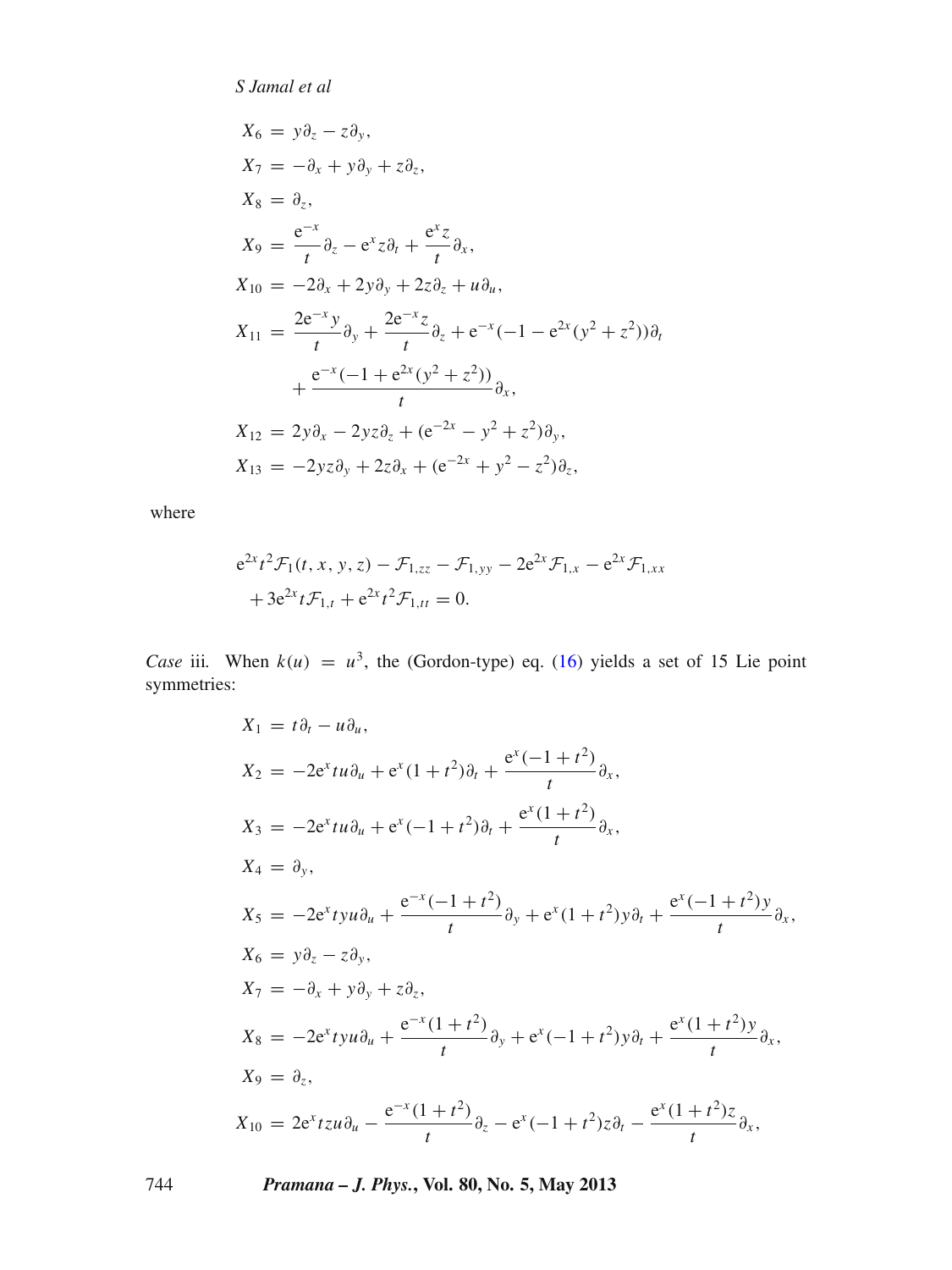$$X_6 = y\partial_z - z\partial_y,$$

$$X_7 = -\partial_x + y\partial_y + z\partial_z,$$

$$X_8 = \partial_z,$$

$$X_9 = \frac{\mathrm{e}^{-x}}{t}\partial_z - \mathrm{e}^{x} z\partial_t + \frac{\mathrm{e}^{x} z}{t}\partial_x,$$

$$X_{10} = -2\partial_x + 2y\partial_y + 2z\partial_z + u\partial_u,$$

$$X_{11} = \frac{2\mathrm{e}^{-x} y}{t}\partial_y + \frac{2\mathrm{e}^{-x} z}{t}\partial_z + \mathrm{e}^{-x}(-1 - \mathrm{e}^{2x}(y^2 + z^2))\partial_t + \frac{\mathrm{e}^{-x}(-1 + \mathrm{e}^{2x}(y^2 + z^2))}{t}\partial_x,$$

$$X_{12} = 2y\partial_x - 2yz\partial_z + (\mathrm{e}^{-2x} - y^2 + z^2)\partial_y,$$

$$X_{13} = -2yz\partial_y + 2z\partial_x + (\mathrm{e}^{-2x} + y^2 - z^2)\partial_z,$$

where

$$\mathrm{e}^{2x} t^2 \mathcal{F}_1(t, x, y, z) - \mathcal{F}_{1,zz} - \mathcal{F}_{1,yy} - 2\mathrm{e}^{2x}\mathcal{F}_{1,x} - \mathrm{e}^{2x}\mathcal{F}_{1,xx} + 3\mathrm{e}^{2x} t\mathcal{F}_{1,t} + \mathrm{e}^{2x} t^2 \mathcal{F}_{1,tt} = 0.$$

*Case* iii. When $k(u) = u^3$, the (Gordon-type) eq. (16) yields a set of 15 Lie point symmetries:

$$X_1 = t\partial_t - u\partial_u,$$

$$X_2 = -2\mathrm{e}^{x} tu\partial_u + \mathrm{e}^{x}(1 + t^2)\partial_t + \frac{\mathrm{e}^{x}(-1 + t^2)}{t}\partial_x,$$

$$X_3 = -2\mathrm{e}^{x} tu\partial_u + \mathrm{e}^{x}(-1 + t^2)\partial_t + \frac{\mathrm{e}^{x}(1 + t^2)}{t}\partial_x,$$

$$X_4 = \partial_y,$$

$$X_5 = -2\mathrm{e}^{x} tyu\partial_u + \frac{\mathrm{e}^{-x}(-1 + t^2)}{t}\partial_y + \mathrm{e}^{x}(1 + t^2)y\partial_t + \frac{\mathrm{e}^{x}(-1 + t^2)y}{t}\partial_x,$$

$$X_6 = y\partial_z - z\partial_y,$$

$$X_7 = -\partial_x + y\partial_y + z\partial_z,$$

$$X_8 = -2\mathrm{e}^{x} tyu\partial_u + \frac{\mathrm{e}^{-x}(1 + t^2)}{t}\partial_y + \mathrm{e}^{x}(-1 + t^2)y\partial_t + \frac{\mathrm{e}^{x}(1 + t^2)y}{t}\partial_x,$$

$$X_9 = \partial_z,$$

$$X_{10} = 2\mathrm{e}^{x} tzu\partial_u - \frac{\mathrm{e}^{-x}(1 + t^2)}{t}\partial_z - \mathrm{e}^{x}(-1 + t^2)z\partial_t - \frac{\mathrm{e}^{x}(1 + t^2)z}{t}\partial_x,$$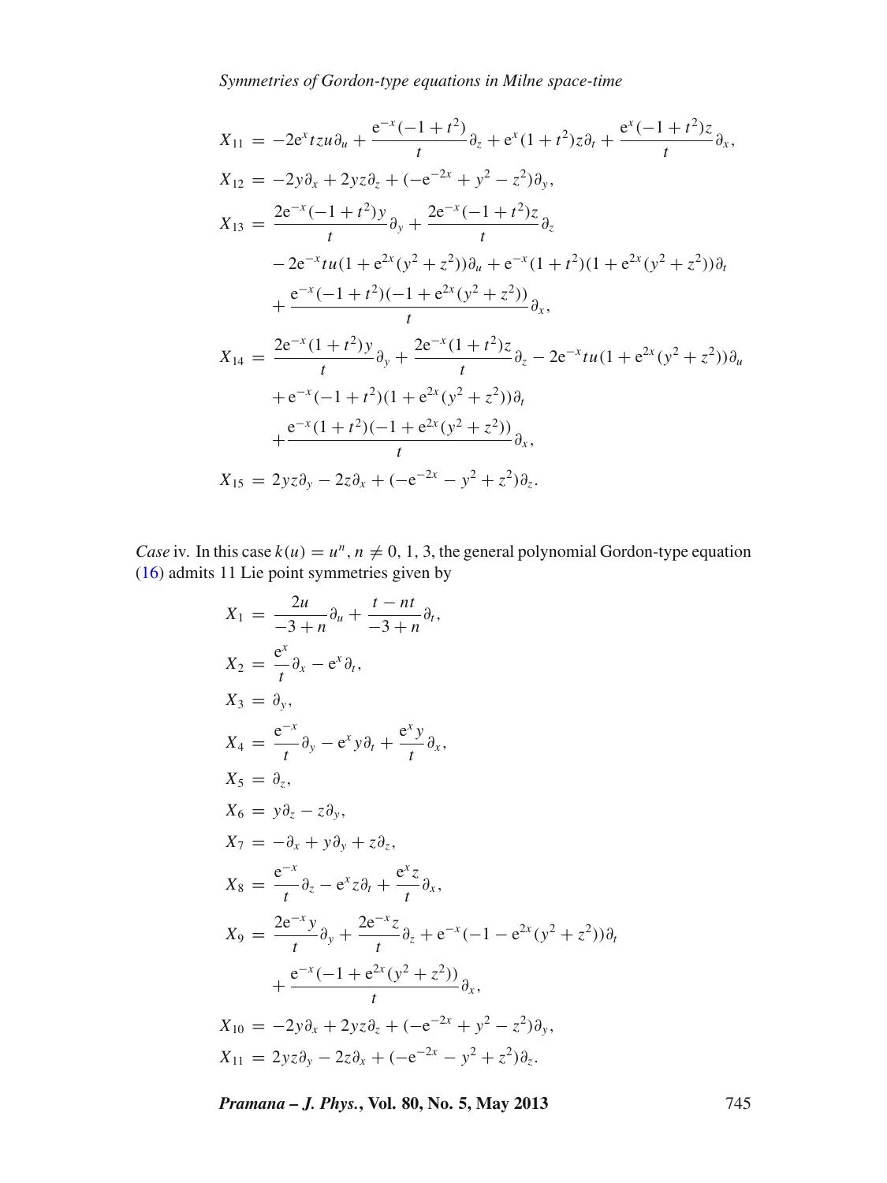$$
\begin{aligned}
X_{11} &= -2\mathrm{e}^{x} t z u \partial_u + \frac{\mathrm{e}^{-x}(-1+t^2)}{t}\partial_z + \mathrm{e}^{x}(1+t^2) z \partial_t + \frac{\mathrm{e}^{x}(-1+t^2)z}{t}\partial_x,\\
X_{12} &= -2y\partial_x + 2yz\partial_z + (-\mathrm{e}^{-2x} + y^2 - z^2)\partial_y,\\
X_{13} &= \frac{2\mathrm{e}^{-x}(-1+t^2)y}{t}\partial_y + \frac{2\mathrm{e}^{-x}(-1+t^2)z}{t}\partial_z\\
&\quad - 2\mathrm{e}^{-x} t u (1+\mathrm{e}^{2x}(y^2+z^2))\partial_u + \mathrm{e}^{-x}(1+t^2)(1+\mathrm{e}^{2x}(y^2+z^2))\partial_t\\
&\quad + \frac{\mathrm{e}^{-x}(-1+t^2)(-1+\mathrm{e}^{2x}(y^2+z^2))}{t}\partial_x,\\
X_{14} &= \frac{2\mathrm{e}^{-x}(1+t^2)y}{t}\partial_y + \frac{2\mathrm{e}^{-x}(1+t^2)z}{t}\partial_z - 2\mathrm{e}^{-x} t u (1+\mathrm{e}^{2x}(y^2+z^2))\partial_u\\
&\quad + \mathrm{e}^{-x}(-1+t^2)(1+\mathrm{e}^{2x}(y^2+z^2))\partial_t\\
&\quad + \frac{\mathrm{e}^{-x}(1+t^2)(-1+\mathrm{e}^{2x}(y^2+z^2))}{t}\partial_x,\\
X_{15} &= 2yz\partial_y - 2z\partial_x + (-\mathrm{e}^{-2x} - y^2 + z^2)\partial_z.
\end{aligned}
$$

*Case* iv. In this case $k(u) = u^n$, $n \neq 0, 1, 3$, the general polynomial Gordon-type equation (16) admits 11 Lie point symmetries given by

$$
\begin{aligned}
X_1 &= \frac{2u}{-3+n}\partial_u + \frac{t-nt}{-3+n}\partial_t,\\
X_2 &= \frac{\mathrm{e}^{x}}{t}\partial_x - \mathrm{e}^{x}\partial_t,\\
X_3 &= \partial_y,\\
X_4 &= \frac{\mathrm{e}^{-x}}{t}\partial_y - \mathrm{e}^{x} y \partial_t + \frac{\mathrm{e}^{x} y}{t}\partial_x,\\
X_5 &= \partial_z,\\
X_6 &= y\partial_z - z\partial_y,\\
X_7 &= -\partial_x + y\partial_y + z\partial_z,\\
X_8 &= \frac{\mathrm{e}^{-x}}{t}\partial_z - \mathrm{e}^{x} z \partial_t + \frac{\mathrm{e}^{x} z}{t}\partial_x,\\
X_9 &= \frac{2\mathrm{e}^{-x} y}{t}\partial_y + \frac{2\mathrm{e}^{-x} z}{t}\partial_z + \mathrm{e}^{-x}(-1-\mathrm{e}^{2x}(y^2+z^2))\partial_t\\
&\quad + \frac{\mathrm{e}^{-x}(-1+\mathrm{e}^{2x}(y^2+z^2))}{t}\partial_x,\\
X_{10} &= -2y\partial_x + 2yz\partial_z + (-\mathrm{e}^{-2x} + y^2 - z^2)\partial_y,\\
X_{11} &= 2yz\partial_y - 2z\partial_x + (-\mathrm{e}^{-2x} - y^2 + z^2)\partial_z.
\end{aligned}
$$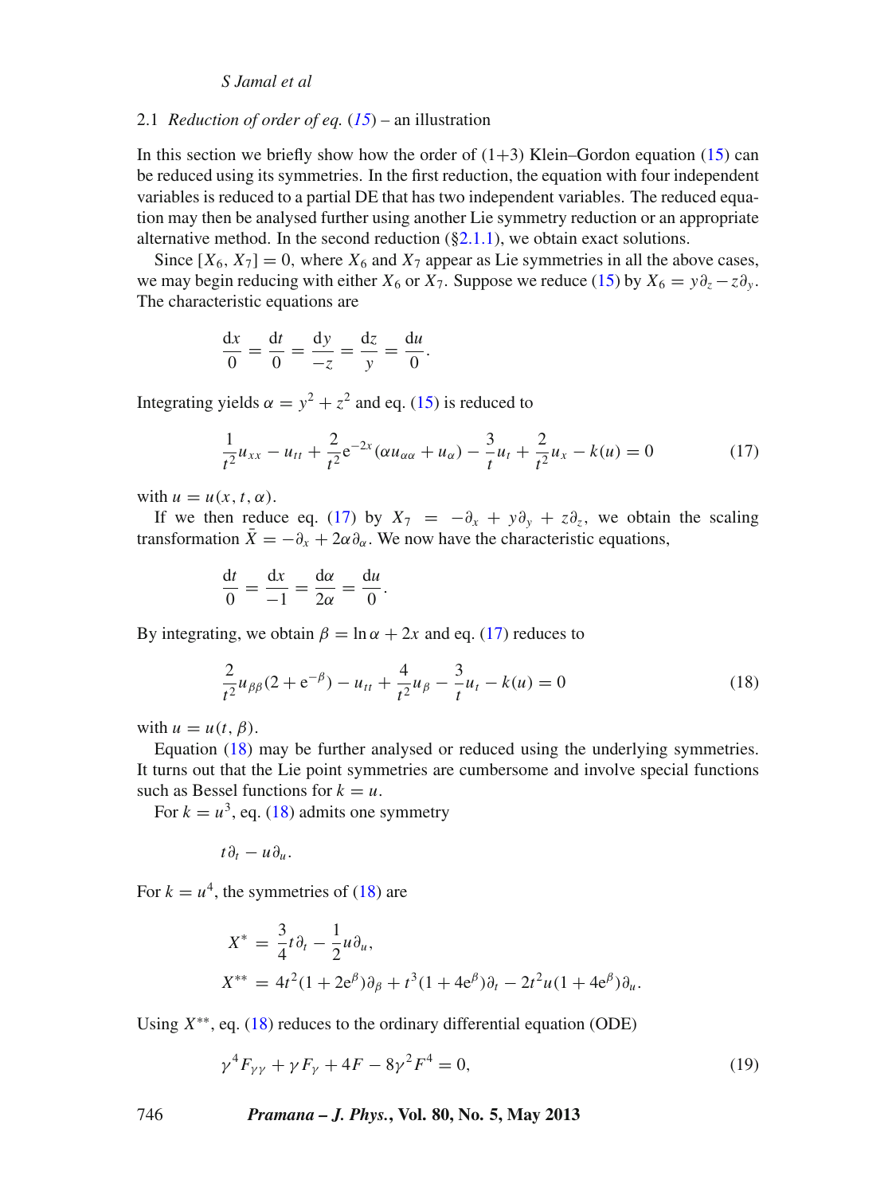### 2.1 *Reduction of order of eq.* (15) – an illustration

In this section we briefly show how the order of (1+3) Klein–Gordon equation (15) can be reduced using its symmetries. In the first reduction, the equation with four independent variables is reduced to a partial DE that has two independent variables. The reduced equation may then be analysed further using another Lie symmetry reduction or an appropriate alternative method. In the second reduction (§2.1.1), we obtain exact solutions.

Since $[X_6, X_7] = 0$, where $X_6$ and $X_7$ appear as Lie symmetries in all the above cases, we may begin reducing with either $X_6$ or $X_7$. Suppose we reduce (15) by $X_6 = y\partial_z - z\partial_y$. The characteristic equations are

$$\frac{\mathrm{d}x}{0} = \frac{\mathrm{d}t}{0} = \frac{\mathrm{d}y}{-z} = \frac{\mathrm{d}z}{y} = \frac{\mathrm{d}u}{0}.$$

Integrating yields $\alpha = y^2 + z^2$ and eq. (15) is reduced to

$$\frac{1}{t^2}u_{xx} - u_{tt} + \frac{2}{t^2}\mathrm{e}^{-2x}(\alpha u_{\alpha\alpha} + u_\alpha) - \frac{3}{t}u_t + \frac{2}{t^2}u_x - k(u) = 0 \tag{17}$$

with $u = u(x, t, \alpha)$.

If we then reduce eq. (17) by $X_7 = -\partial_x + y\partial_y + z\partial_z$, we obtain the scaling transformation $\bar{X} = -\partial_x + 2\alpha\partial_\alpha$. We now have the characteristic equations,

$$\frac{\mathrm{d}t}{0} = \frac{\mathrm{d}x}{-1} = \frac{\mathrm{d}\alpha}{2\alpha} = \frac{\mathrm{d}u}{0}.$$

By integrating, we obtain $\beta = \ln\alpha + 2x$ and eq. (17) reduces to

$$\frac{2}{t^2}u_{\beta\beta}(2 + \mathrm{e}^{-\beta}) - u_{tt} + \frac{4}{t^2}u_\beta - \frac{3}{t}u_t - k(u) = 0 \tag{18}$$

with $u = u(t, \beta)$.

Equation (18) may be further analysed or reduced using the underlying symmetries. It turns out that the Lie point symmetries are cumbersome and involve special functions such as Bessel functions for $k = u$.

For $k = u^3$, eq. (18) admits one symmetry

$$t\partial_t - u\partial_u.$$

For $k = u^4$, the symmetries of (18) are

$$X^* = \frac{3}{4}t\partial_t - \frac{1}{2}u\partial_u,$$
$$X^{**} = 4t^2(1 + 2\mathrm{e}^\beta)\partial_\beta + t^3(1 + 4\mathrm{e}^\beta)\partial_t - 2t^2u(1 + 4\mathrm{e}^\beta)\partial_u.$$

Using $X^{**}$, eq. (18) reduces to the ordinary differential equation (ODE)

$$\gamma^4 F_{\gamma\gamma} + \gamma F_\gamma + 4F - 8\gamma^2 F^4 = 0, \tag{19}$$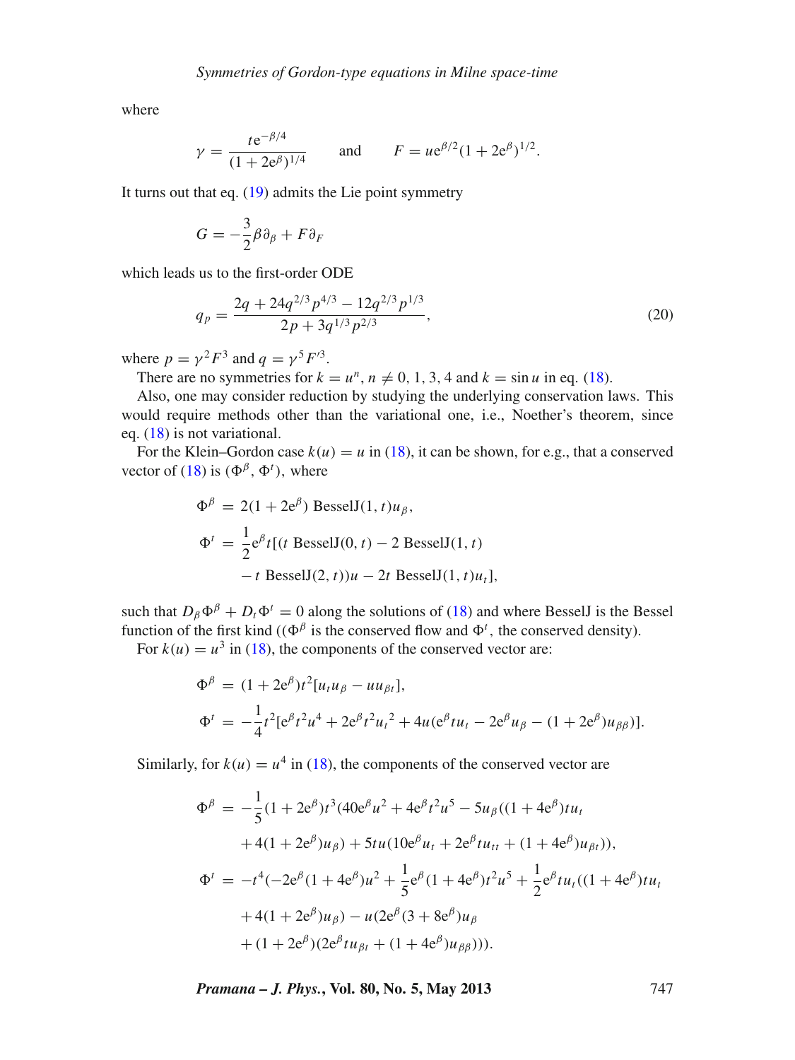where

$$\gamma = \frac{t\mathrm{e}^{-\beta/4}}{(1+2\mathrm{e}^{\beta})^{1/4}} \qquad \text{and} \qquad F = u\mathrm{e}^{\beta/2}(1+2\mathrm{e}^{\beta})^{1/2}.$$

It turns out that eq. (19) admits the Lie point symmetry

$$G = -\frac{3}{2}\beta\partial_{\beta} + F\partial_F$$

which leads us to the first-order ODE

$$q_p = \frac{2q + 24q^{2/3}p^{4/3} - 12q^{2/3}p^{1/3}}{2p + 3q^{1/3}p^{2/3}}, \tag{20}$$

where $p = \gamma^2 F^3$ and $q = \gamma^5 F'^3$.

There are no symmetries for $k = u^n$, $n \neq 0, 1, 3, 4$ and $k = \sin u$ in eq. (18).

Also, one may consider reduction by studying the underlying conservation laws. This would require methods other than the variational one, i.e., Noether's theorem, since eq. (18) is not variational.

For the Klein–Gordon case $k(u) = u$ in (18), it can be shown, for e.g., that a conserved vector of (18) is $(\Phi^{\beta}, \Phi^{t})$, where

$$\begin{aligned}
\Phi^{\beta} &= 2(1+2\mathrm{e}^{\beta})\ \mathrm{BesselJ}(1,t)u_{\beta},\\
\Phi^{t} &= \frac{1}{2}\mathrm{e}^{\beta}t[(t\ \mathrm{BesselJ}(0,t) - 2\ \mathrm{BesselJ}(1,t)\\
&\quad - t\ \mathrm{BesselJ}(2,t))u - 2t\ \mathrm{BesselJ}(1,t)u_t],
\end{aligned}$$

such that $D_{\beta}\Phi^{\beta} + D_t\Phi^{t} = 0$ along the solutions of (18) and where BesselJ is the Bessel function of the first kind (($\Phi^{\beta}$ is the conserved flow and $\Phi^{t}$, the conserved density).

For $k(u) = u^3$ in (18), the components of the conserved vector are:

$$\begin{aligned}
\Phi^{\beta} &= (1+2\mathrm{e}^{\beta})t^2[u_t u_{\beta} - u u_{\beta t}],\\
\Phi^{t} &= -\frac{1}{4}t^2[\mathrm{e}^{\beta}t^2u^4 + 2\mathrm{e}^{\beta}t^2{u_t}^2 + 4u(\mathrm{e}^{\beta}tu_t - 2\mathrm{e}^{\beta}u_{\beta} - (1+2\mathrm{e}^{\beta})u_{\beta\beta})].
\end{aligned}$$

Similarly, for $k(u) = u^4$ in (18), the components of the conserved vector are

$$\begin{aligned}
\Phi^{\beta} &= -\frac{1}{5}(1+2\mathrm{e}^{\beta})t^3(40\mathrm{e}^{\beta}u^2 + 4\mathrm{e}^{\beta}t^2u^5 - 5u_{\beta}((1+4\mathrm{e}^{\beta})tu_t\\
&\quad + 4(1+2\mathrm{e}^{\beta})u_{\beta}) + 5tu(10\mathrm{e}^{\beta}u_t + 2\mathrm{e}^{\beta}tu_{tt} + (1+4\mathrm{e}^{\beta})u_{\beta t})),\\
\Phi^{t} &= -t^4(-2\mathrm{e}^{\beta}(1+4\mathrm{e}^{\beta})u^2 + \frac{1}{5}\mathrm{e}^{\beta}(1+4\mathrm{e}^{\beta})t^2u^5 + \frac{1}{2}\mathrm{e}^{\beta}tu_t((1+4\mathrm{e}^{\beta})tu_t\\
&\quad + 4(1+2\mathrm{e}^{\beta})u_{\beta}) - u(2\mathrm{e}^{\beta}(3+8\mathrm{e}^{\beta})u_{\beta}\\
&\quad + (1+2\mathrm{e}^{\beta})(2\mathrm{e}^{\beta}tu_{\beta t} + (1+4\mathrm{e}^{\beta})u_{\beta\beta}))).
\end{aligned}$$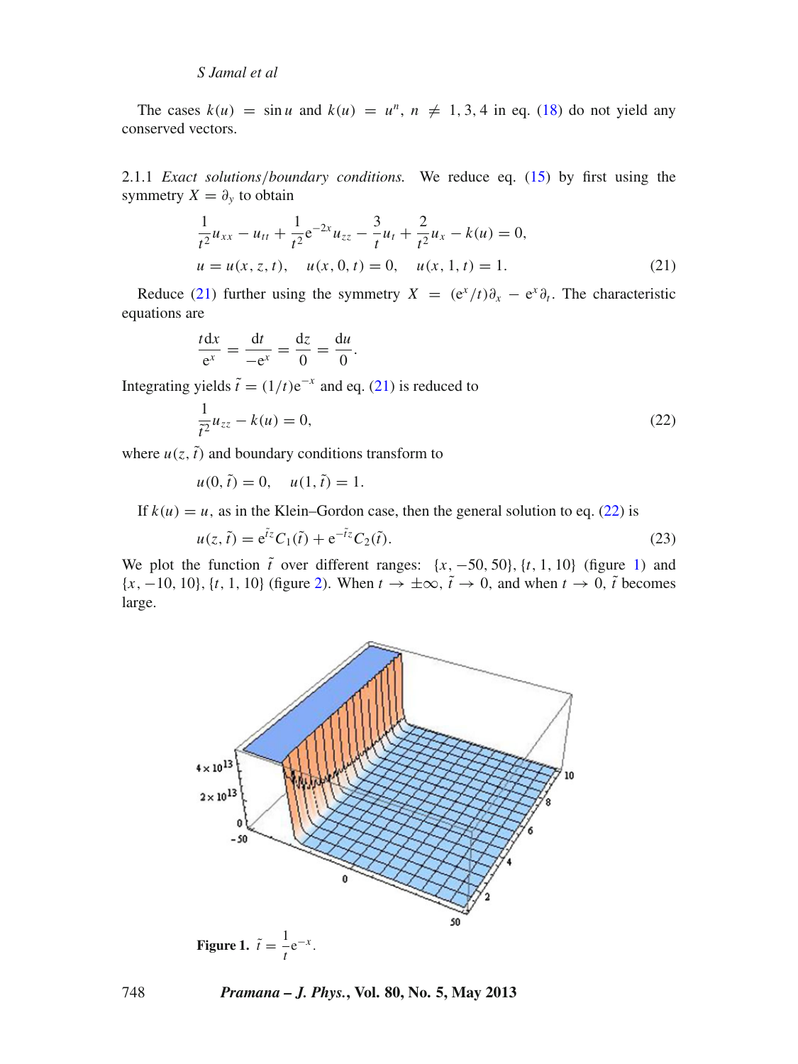The cases $k(u) = \sin u$ and $k(u) = u^n$, $n \neq 1, 3, 4$ in eq. (18) do not yield any conserved vectors.

2.1.1 *Exact solutions/boundary conditions.* We reduce eq. (15) by first using the symmetry $X = \partial_y$ to obtain

$$\frac{1}{t^2}u_{xx} - u_{tt} + \frac{1}{t^2}\mathrm{e}^{-2x}u_{zz} - \frac{3}{t}u_t + \frac{2}{t^2}u_x - k(u) = 0,$$
$$u = u(x, z, t), \quad u(x, 0, t) = 0, \quad u(x, 1, t) = 1. \tag{21}$$

Reduce (21) further using the symmetry $X = (\mathrm{e}^x/t)\partial_x - \mathrm{e}^x\partial_t$. The characteristic equations are

$$\frac{t\mathrm{d}x}{\mathrm{e}^x} = \frac{\mathrm{d}t}{-\mathrm{e}^x} = \frac{\mathrm{d}z}{0} = \frac{\mathrm{d}u}{0}.$$

Integrating yields $\tilde{t} = (1/t)\mathrm{e}^{-x}$ and eq. (21) is reduced to

$$\frac{1}{\tilde{t}^2}u_{zz} - k(u) = 0, \tag{22}$$

where $u(z, \tilde{t})$ and boundary conditions transform to

$$u(0, \tilde{t}) = 0, \quad u(1, \tilde{t}) = 1.$$

If $k(u) = u$, as in the Klein–Gordon case, then the general solution to eq. (22) is

$$u(z, \tilde{t}) = \mathrm{e}^{\tilde{t}z}C_1(\tilde{t}) + \mathrm{e}^{-\tilde{t}z}C_2(\tilde{t}). \tag{23}$$

We plot the function $\tilde{t}$ over different ranges: $\{x, -50, 50\}, \{t, 1, 10\}$ (figure 1) and $\{x, -10, 10\}, \{t, 1, 10\}$ (figure 2). When $t \to \pm\infty$, $\tilde{t} \to 0$, and when $t \to 0$, $\tilde{t}$ becomes large.

**Figure 1.** $\tilde{t} = \dfrac{1}{t}\mathrm{e}^{-x}$.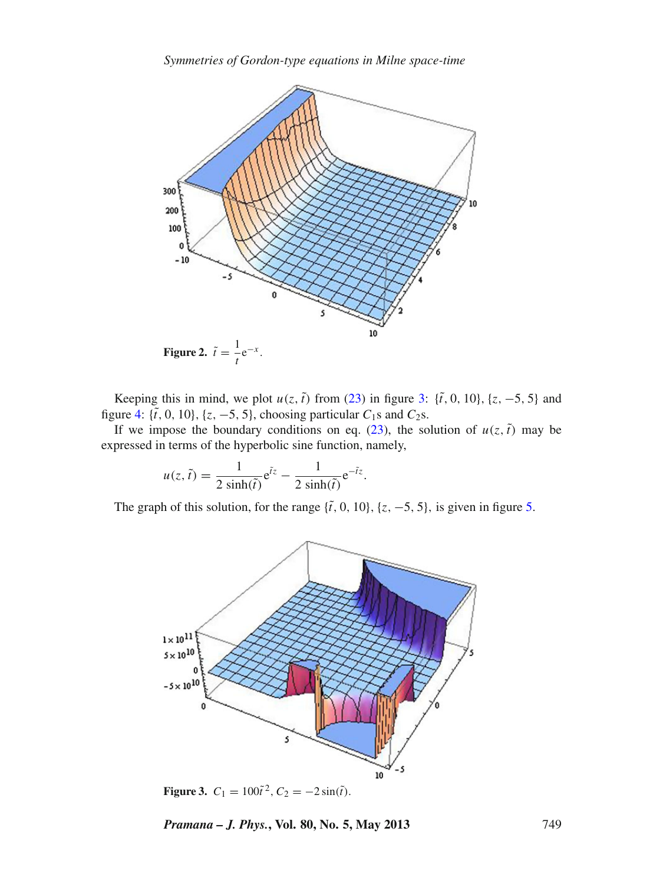**Figure 2.** $\tilde{t} = \frac{1}{t}\mathrm{e}^{-x}$.

Keeping this in mind, we plot $u(z, \tilde{t})$ from (23) in figure 3: $\{\tilde{t}, 0, 10\}, \{z, -5, 5\}$ and figure 4: $\{\tilde{t}, 0, 10\}, \{z, -5, 5\}$, choosing particular $C_1$s and $C_2$s.

If we impose the boundary conditions on eq. (23), the solution of $u(z, \tilde{t})$ may be expressed in terms of the hyperbolic sine function, namely,

$$u(z, \tilde{t}) = \frac{1}{2\,\sinh(\tilde{t})}\mathrm{e}^{\tilde{t}z} - \frac{1}{2\,\sinh(\tilde{t})}\mathrm{e}^{-\tilde{t}z}.$$

The graph of this solution, for the range $\{\tilde{t}, 0, 10\}, \{z, -5, 5\}$, is given in figure 5.

**Figure 3.** $C_1 = 100\tilde{t}^2$, $C_2 = -2\sin(\tilde{t})$.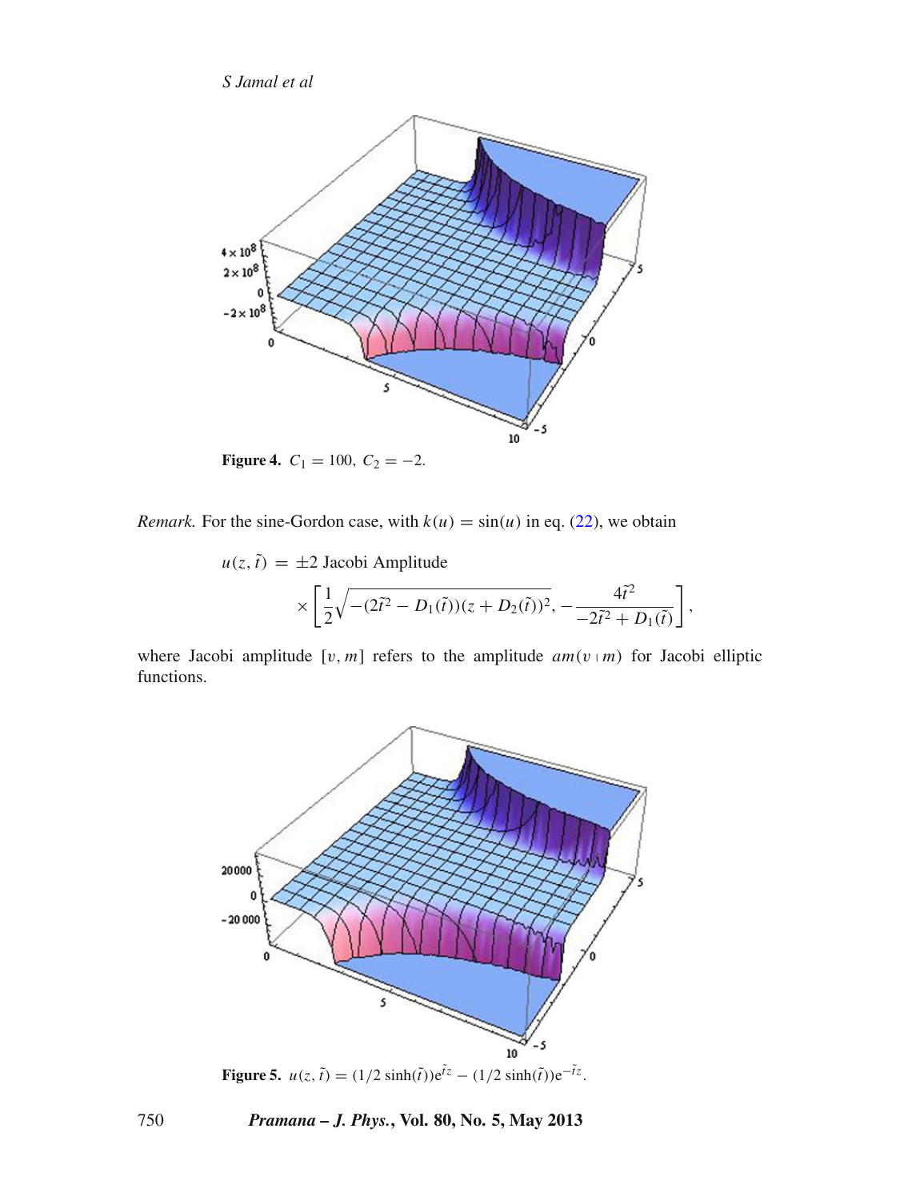**Figure 4.** $C_1 = 100,\ C_2 = -2.$

*Remark.* For the sine-Gordon case, with $k(u) = \sin(u)$ in eq. (22), we obtain

$$u(z,\tilde{t}) = \pm 2 \text{ Jacobi Amplitude} \times \left[\frac{1}{2}\sqrt{-(2\tilde{t}^2 - D_1(\tilde{t}))(z + D_2(\tilde{t}))^2}, -\frac{4\tilde{t}^2}{-2\tilde{t}^2 + D_1(\tilde{t})}\right],$$

where Jacobi amplitude $[v, m]$ refers to the amplitude $am(v \mid m)$ for Jacobi elliptic functions.

**Figure 5.** $u(z,\tilde{t}) = (1/2\sinh(\tilde{t}))\mathrm{e}^{\tilde{t}z} - (1/2\sinh(\tilde{t}))\mathrm{e}^{-\tilde{t}z}$.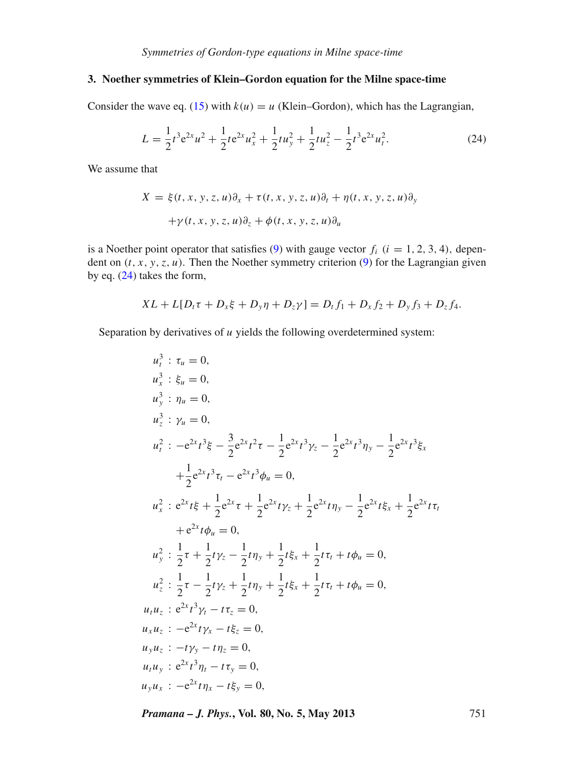## 3. Noether symmetries of Klein–Gordon equation for the Milne space-time

Consider the wave eq. (15) with $k(u) = u$ (Klein–Gordon), which has the Lagrangian,

$$L = \frac{1}{2}t^3 e^{2x} u^2 + \frac{1}{2} t e^{2x} u_x^2 + \frac{1}{2} t u_y^2 + \frac{1}{2} t u_z^2 - \frac{1}{2} t^3 e^{2x} u_t^2. \tag{24}$$

We assume that

$$\begin{aligned} X =\ & \xi(t,x,y,z,u)\partial_x + \tau(t,x,y,z,u)\partial_t + \eta(t,x,y,z,u)\partial_y \\ & + \gamma(t,x,y,z,u)\partial_z + \phi(t,x,y,z,u)\partial_u \end{aligned}$$

is a Noether point operator that satisfies (9) with gauge vector $f_i$ $(i = 1, 2, 3, 4)$, dependent on $(t, x, y, z, u)$. Then the Noether symmetry criterion (9) for the Lagrangian given by eq. (24) takes the form,

$$XL + L[D_t\tau + D_x\xi + D_y\eta + D_z\gamma] = D_t f_1 + D_x f_2 + D_y f_3 + D_z f_4.$$

Separation by derivatives of $u$ yields the following overdetermined system:

$$\begin{aligned}
u_t^3 &: \tau_u = 0, \\
u_x^3 &: \xi_u = 0, \\
u_y^3 &: \eta_u = 0, \\
u_z^3 &: \gamma_u = 0, \\
u_t^2 &: -e^{2x}t^3\xi - \frac{3}{2}e^{2x}t^2\tau - \frac{1}{2}e^{2x}t^3\gamma_z - \frac{1}{2}e^{2x}t^3\eta_y - \frac{1}{2}e^{2x}t^3\xi_x \\
&\quad + \frac{1}{2}e^{2x}t^3\tau_t - e^{2x}t^3\phi_u = 0, \\
u_x^2 &: e^{2x}t\xi + \frac{1}{2}e^{2x}\tau + \frac{1}{2}e^{2x}t\gamma_z + \frac{1}{2}e^{2x}t\eta_y - \frac{1}{2}e^{2x}t\xi_x + \frac{1}{2}e^{2x}t\tau_t \\
&\quad + e^{2x}t\phi_u = 0, \\
u_y^2 &: \frac{1}{2}\tau + \frac{1}{2}t\gamma_z - \frac{1}{2}t\eta_y + \frac{1}{2}t\xi_x + \frac{1}{2}t\tau_t + t\phi_u = 0, \\
u_z^2 &: \frac{1}{2}\tau - \frac{1}{2}t\gamma_z + \frac{1}{2}t\eta_y + \frac{1}{2}t\xi_x + \frac{1}{2}t\tau_t + t\phi_u = 0, \\
u_t u_z &: e^{2x}t^3\gamma_t - t\tau_z = 0, \\
u_x u_z &: -e^{2x}t\gamma_x - t\xi_z = 0, \\
u_y u_z &: -t\gamma_y - t\eta_z = 0, \\
u_t u_y &: e^{2x}t^3\eta_t - t\tau_y = 0, \\
u_y u_x &: -e^{2x}t\eta_x - t\xi_y = 0,
\end{aligned}$$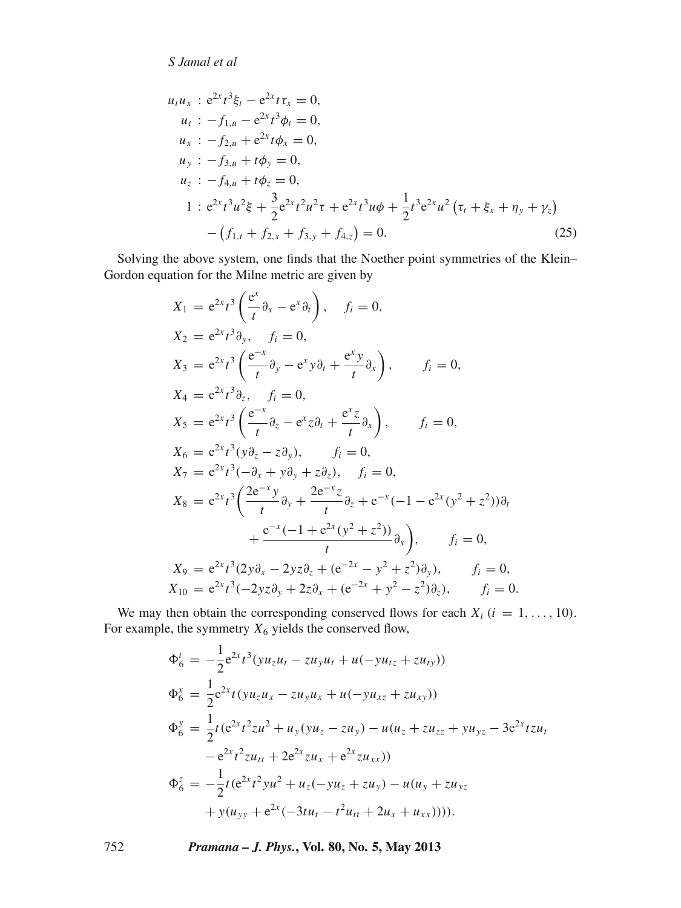$$
\begin{aligned}
u_t u_x &: \mathrm{e}^{2x} t^3 \xi_t - \mathrm{e}^{2x} t \tau_x = 0, \\
u_t &: -f_{1,u} - \mathrm{e}^{2x} t^3 \phi_t = 0, \\
u_x &: -f_{2,u} + \mathrm{e}^{2x} t \phi_x = 0, \\
u_y &: -f_{3,u} + t \phi_y = 0, \\
u_z &: -f_{4,u} + t \phi_z = 0, \\
1 &: \mathrm{e}^{2x} t^3 u^2 \xi + \frac{3}{2} \mathrm{e}^{2x} t^2 u^2 \tau + \mathrm{e}^{2x} t^3 u \phi + \frac{1}{2} t^3 \mathrm{e}^{2x} u^2 \left(\tau_t + \xi_x + \eta_y + \gamma_z\right) \\
&\quad - \left(f_{1,t} + f_{2,x} + f_{3,y} + f_{4,z}\right) = 0. \qquad (25)
\end{aligned}
$$

Solving the above system, one finds that the Noether point symmetries of the Klein–Gordon equation for the Milne metric are given by

$$
\begin{aligned}
X_1 &= \mathrm{e}^{2x} t^3 \left(\frac{\mathrm{e}^x}{t} \partial_x - \mathrm{e}^x \partial_t\right), \quad f_i = 0, \\
X_2 &= \mathrm{e}^{2x} t^3 \partial_y, \quad f_i = 0, \\
X_3 &= \mathrm{e}^{2x} t^3 \left(\frac{\mathrm{e}^{-x}}{t} \partial_y - \mathrm{e}^x y \partial_t + \frac{\mathrm{e}^x y}{t} \partial_x\right), \qquad f_i = 0, \\
X_4 &= \mathrm{e}^{2x} t^3 \partial_z, \quad f_i = 0, \\
X_5 &= \mathrm{e}^{2x} t^3 \left(\frac{\mathrm{e}^{-x}}{t} \partial_z - \mathrm{e}^x z \partial_t + \frac{\mathrm{e}^x z}{t} \partial_x\right), \qquad f_i = 0, \\
X_6 &= \mathrm{e}^{2x} t^3 (y \partial_z - z \partial_y), \qquad f_i = 0, \\
X_7 &= \mathrm{e}^{2x} t^3 (-\partial_x + y \partial_y + z \partial_z), \quad f_i = 0, \\
X_8 &= \mathrm{e}^{2x} t^3 \bigg(\frac{2\mathrm{e}^{-x} y}{t} \partial_y + \frac{2\mathrm{e}^{-x} z}{t} \partial_z + \mathrm{e}^{-x}(-1 - \mathrm{e}^{2x}(y^2 + z^2)) \partial_t \\
&\qquad + \frac{\mathrm{e}^{-x}(-1 + \mathrm{e}^{2x}(y^2 + z^2))}{t} \partial_x\bigg), \qquad f_i = 0, \\
X_9 &= \mathrm{e}^{2x} t^3 (2y \partial_x - 2yz \partial_z + (\mathrm{e}^{-2x} - y^2 + z^2) \partial_y), \qquad f_i = 0, \\
X_{10} &= \mathrm{e}^{2x} t^3 (-2yz \partial_y + 2z \partial_x + (\mathrm{e}^{-2x} + y^2 - z^2) \partial_z), \qquad f_i = 0.
\end{aligned}
$$

We may then obtain the corresponding conserved flows for each $X_i$ $(i = 1, \ldots, 10)$. For example, the symmetry $X_6$ yields the conserved flow,

$$
\begin{aligned}
\Phi_6^t &= -\frac{1}{2} \mathrm{e}^{2x} t^3 (y u_z u_t - z u_y u_t + u(-y u_{tz} + z u_{ty})) \\
\Phi_6^x &= \frac{1}{2} \mathrm{e}^{2x} t (y u_z u_x - z u_y u_x + u(-y u_{xz} + z u_{xy})) \\
\Phi_6^y &= \frac{1}{2} t (\mathrm{e}^{2x} t^2 z u^2 + u_y (y u_z - z u_y) - u(u_z + z u_{zz} + y u_{yz} - 3\mathrm{e}^{2x} t z u_t \\
&\quad - \mathrm{e}^{2x} t^2 z u_{tt} + 2\mathrm{e}^{2x} z u_x + \mathrm{e}^{2x} z u_{xx})) \\
\Phi_6^z &= -\frac{1}{2} t (\mathrm{e}^{2x} t^2 y u^2 + u_z(-y u_z + z u_y) - u(u_y + z u_{yz} \\
&\quad + y(u_{yy} + \mathrm{e}^{2x}(-3t u_t - t^2 u_{tt} + 2u_x + u_{xx})))).
\end{aligned}
$$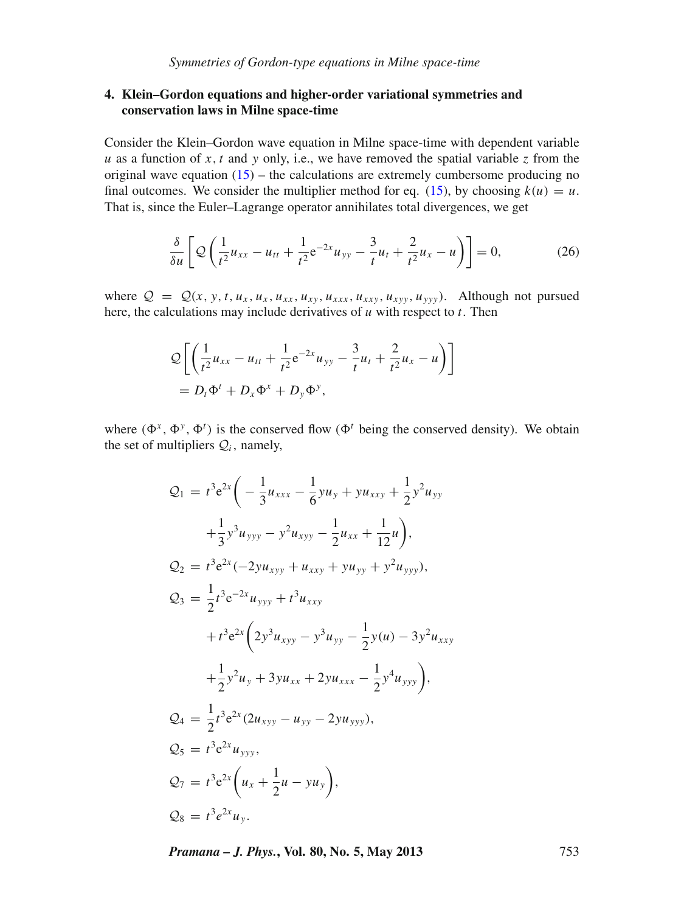## 4. Klein–Gordon equations and higher-order variational symmetries and conservation laws in Milne space-time

Consider the Klein–Gordon wave equation in Milne space-time with dependent variable $u$ as a function of $x$, $t$ and $y$ only, i.e., we have removed the spatial variable $z$ from the original wave equation (15) – the calculations are extremely cumbersome producing no final outcomes. We consider the multiplier method for eq. (15), by choosing $k(u) = u$. That is, since the Euler–Lagrange operator annihilates total divergences, we get

$$\frac{\delta}{\delta u}\left[\mathcal{Q}\left(\frac{1}{t^2}u_{xx} - u_{tt} + \frac{1}{t^2}\mathrm{e}^{-2x}u_{yy} - \frac{3}{t}u_t + \frac{2}{t^2}u_x - u\right)\right] = 0, \tag{26}$$

where $\mathcal{Q} = \mathcal{Q}(x, y, t, u_x, u_x, u_{xx}, u_{xy}, u_{xxx}, u_{xxy}, u_{xyy}, u_{yyy})$. Although not pursued here, the calculations may include derivatives of $u$ with respect to $t$. Then

$$\begin{aligned}
&\mathcal{Q}\left[\left(\frac{1}{t^2}u_{xx} - u_{tt} + \frac{1}{t^2}\mathrm{e}^{-2x}u_{yy} - \frac{3}{t}u_t + \frac{2}{t^2}u_x - u\right)\right] \\
&\quad = D_t\Phi^t + D_x\Phi^x + D_y\Phi^y,
\end{aligned}$$

where $(\Phi^x, \Phi^y, \Phi^t)$ is the conserved flow ($\Phi^t$ being the conserved density). We obtain the set of multipliers $\mathcal{Q}_i$, namely,

$$\begin{aligned}
\mathcal{Q}_1 &= t^3\mathrm{e}^{2x}\left(-\frac{1}{3}u_{xxx} - \frac{1}{6}yu_y + yu_{xxy} + \frac{1}{2}y^2u_{yy}\right. \\
&\quad \left. + \frac{1}{3}y^3u_{yyy} - y^2u_{xyy} - \frac{1}{2}u_{xx} + \frac{1}{12}u\right), \\
\mathcal{Q}_2 &= t^3\mathrm{e}^{2x}(-2yu_{xyy} + u_{xxy} + yu_{yy} + y^2u_{yyy}), \\
\mathcal{Q}_3 &= \frac{1}{2}t^3\mathrm{e}^{-2x}u_{yyy} + t^3u_{xxy} \\
&\quad + t^3\mathrm{e}^{2x}\left(2y^3u_{xyy} - y^3u_{yy} - \frac{1}{2}y(u) - 3y^2u_{xxy}\right. \\
&\quad \left. + \frac{1}{2}y^2u_y + 3yu_{xx} + 2yu_{xxx} - \frac{1}{2}y^4u_{yyy}\right), \\
\mathcal{Q}_4 &= \frac{1}{2}t^3\mathrm{e}^{2x}(2u_{xyy} - u_{yy} - 2yu_{yyy}), \\
\mathcal{Q}_5 &= t^3\mathrm{e}^{2x}u_{yyy}, \\
\mathcal{Q}_7 &= t^3\mathrm{e}^{2x}\left(u_x + \frac{1}{2}u - yu_y\right), \\
\mathcal{Q}_8 &= t^3e^{2x}u_y.
\end{aligned}$$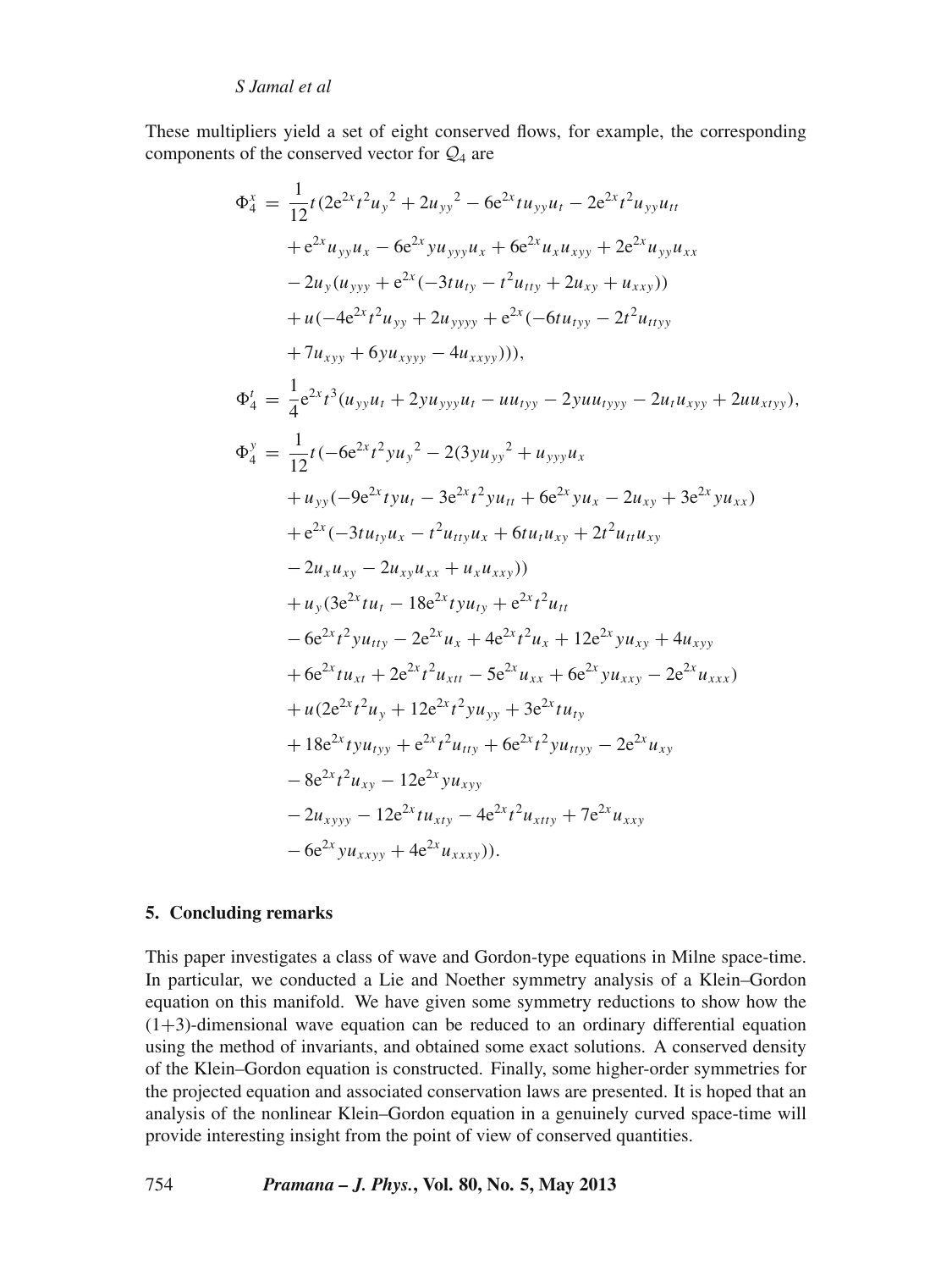These multipliers yield a set of eight conserved flows, for example, the corresponding components of the conserved vector for $\mathcal{Q}_4$ are

$$
\begin{aligned}
\Phi_4^x =\ & \frac{1}{12}t(2e^{2x}t^2u_y{}^2 + 2u_{yy}{}^2 - 6e^{2x}tu_{yy}u_t - 2e^{2x}t^2u_{yy}u_{tt} \\
& + e^{2x}u_{yy}u_x - 6e^{2x}yu_{yyy}u_x + 6e^{2x}u_xu_{xyy} + 2e^{2x}u_{yy}u_{xx} \\
& - 2u_y(u_{yyy} + e^{2x}(-3tu_{ty} - t^2u_{tty} + 2u_{xy} + u_{xxy})) \\
& + u(-4e^{2x}t^2u_{yy} + 2u_{yyyy} + e^{2x}(-6tu_{tyy} - 2t^2u_{ttyy} \\
& + 7u_{xyy} + 6yu_{xyyy} - 4u_{xxyy}))), \\
\Phi_4^t =\ & \frac{1}{4}e^{2x}t^3(u_{yy}u_t + 2yu_{yyy}u_t - uu_{tyy} - 2yuu_{tyyy} - 2u_tu_{xyy} + 2uu_{xtyy}), \\
\Phi_4^y =\ & \frac{1}{12}t(-6e^{2x}t^2yu_y{}^2 - 2(3yu_{yy}{}^2 + u_{yyy}u_x \\
& + u_{yy}(-9e^{2x}tyu_t - 3e^{2x}t^2yu_{tt} + 6e^{2x}yu_x - 2u_{xy} + 3e^{2x}yu_{xx}) \\
& + e^{2x}(-3tu_{ty}u_x - t^2u_{tty}u_x + 6tu_tu_{xy} + 2t^2u_{tt}u_{xy} \\
& - 2u_xu_{xy} - 2u_{xy}u_{xx} + u_xu_{xxy})) \\
& + u_y(3e^{2x}tu_t - 18e^{2x}tyu_{ty} + e^{2x}t^2u_{tt} \\
& - 6e^{2x}t^2yu_{tty} - 2e^{2x}u_x + 4e^{2x}t^2u_x + 12e^{2x}yu_{xy} + 4u_{xyy} \\
& + 6e^{2x}tu_{xt} + 2e^{2x}t^2u_{xtt} - 5e^{2x}u_{xx} + 6e^{2x}yu_{xxy} - 2e^{2x}u_{xxx}) \\
& + u(2e^{2x}t^2u_y + 12e^{2x}t^2yu_{yy} + 3e^{2x}tu_{ty} \\
& + 18e^{2x}tyu_{tyy} + e^{2x}t^2u_{tty} + 6e^{2x}t^2yu_{ttyy} - 2e^{2x}u_{xy} \\
& - 8e^{2x}t^2u_{xy} - 12e^{2x}yu_{xyy} \\
& - 2u_{xyyy} - 12e^{2x}tu_{xty} - 4e^{2x}t^2u_{xtty} + 7e^{2x}u_{xxy} \\
& - 6e^{2x}yu_{xxyy} + 4e^{2x}u_{xxxy})).
\end{aligned}
$$

## 5. Concluding remarks

This paper investigates a class of wave and Gordon-type equations in Milne space-time. In particular, we conducted a Lie and Noether symmetry analysis of a Klein–Gordon equation on this manifold. We have given some symmetry reductions to show how the (1+3)-dimensional wave equation can be reduced to an ordinary differential equation using the method of invariants, and obtained some exact solutions. A conserved density of the Klein–Gordon equation is constructed. Finally, some higher-order symmetries for the projected equation and associated conservation laws are presented. It is hoped that an analysis of the nonlinear Klein–Gordon equation in a genuinely curved space-time will provide interesting insight from the point of view of conserved quantities.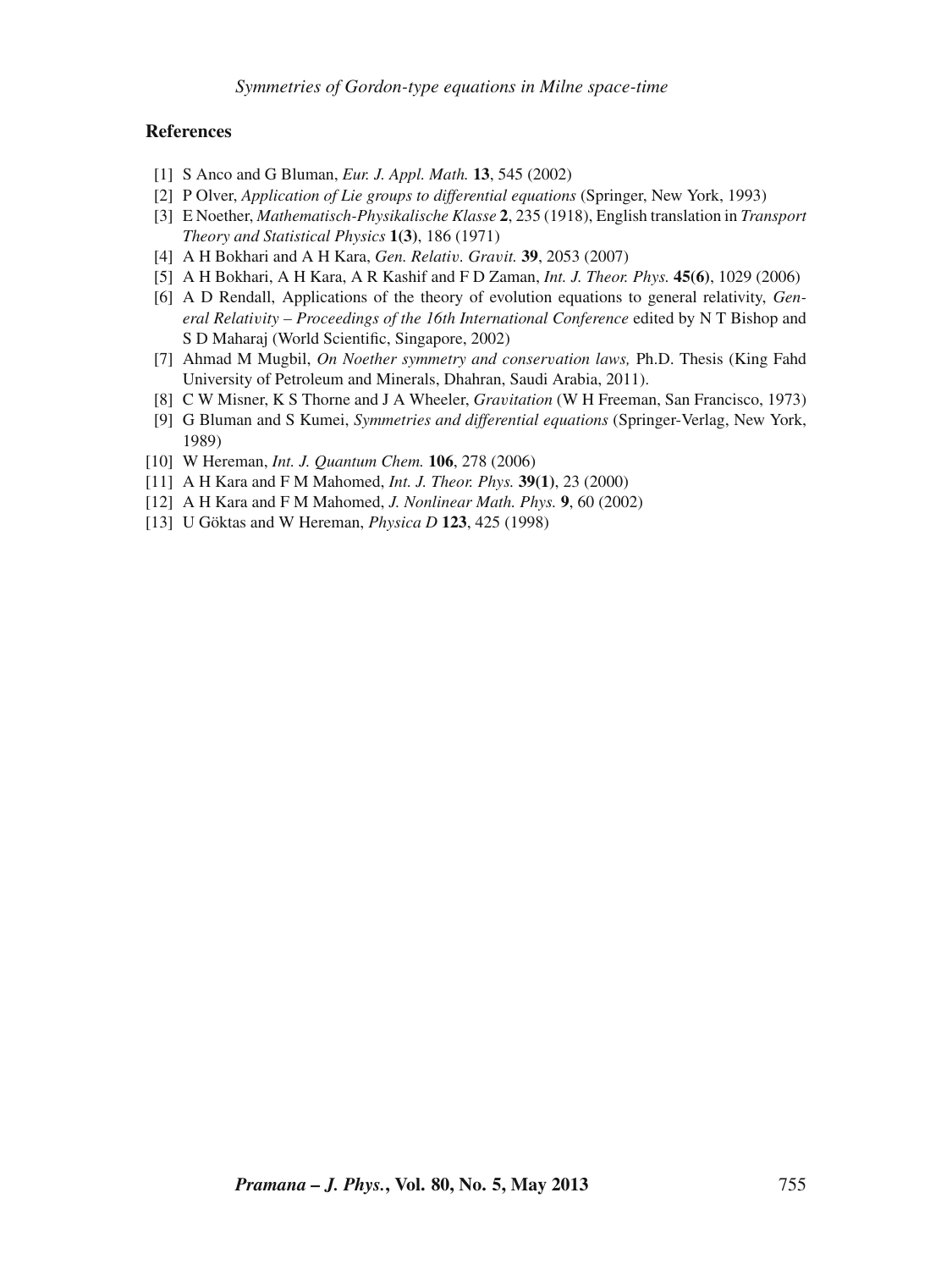## References

[1] S Anco and G Bluman, *Eur. J. Appl. Math.* **13**, 545 (2002)

[2] P Olver, *Application of Lie groups to differential equations* (Springer, New York, 1993)

[3] E Noether, *Mathematisch-Physikalische Klasse* **2**, 235 (1918), English translation in *Transport Theory and Statistical Physics* **1(3)**, 186 (1971)

[4] A H Bokhari and A H Kara, *Gen. Relativ. Gravit.* **39**, 2053 (2007)

[5] A H Bokhari, A H Kara, A R Kashif and F D Zaman, *Int. J. Theor. Phys.* **45(6)**, 1029 (2006)

[6] A D Rendall, Applications of the theory of evolution equations to general relativity, *General Relativity – Proceedings of the 16th International Conference* edited by N T Bishop and S D Maharaj (World Scientific, Singapore, 2002)

[7] Ahmad M Mugbil, *On Noether symmetry and conservation laws,* Ph.D. Thesis (King Fahd University of Petroleum and Minerals, Dhahran, Saudi Arabia, 2011).

[8] C W Misner, K S Thorne and J A Wheeler, *Gravitation* (W H Freeman, San Francisco, 1973)

[9] G Bluman and S Kumei, *Symmetries and differential equations* (Springer-Verlag, New York, 1989)

[10] W Hereman, *Int. J. Quantum Chem.* **106**, 278 (2006)

[11] A H Kara and F M Mahomed, *Int. J. Theor. Phys.* **39(1)**, 23 (2000)

[12] A H Kara and F M Mahomed, *J. Nonlinear Math. Phys.* **9**, 60 (2002)

[13] U Göktas and W Hereman, *Physica D* **123**, 425 (1998)